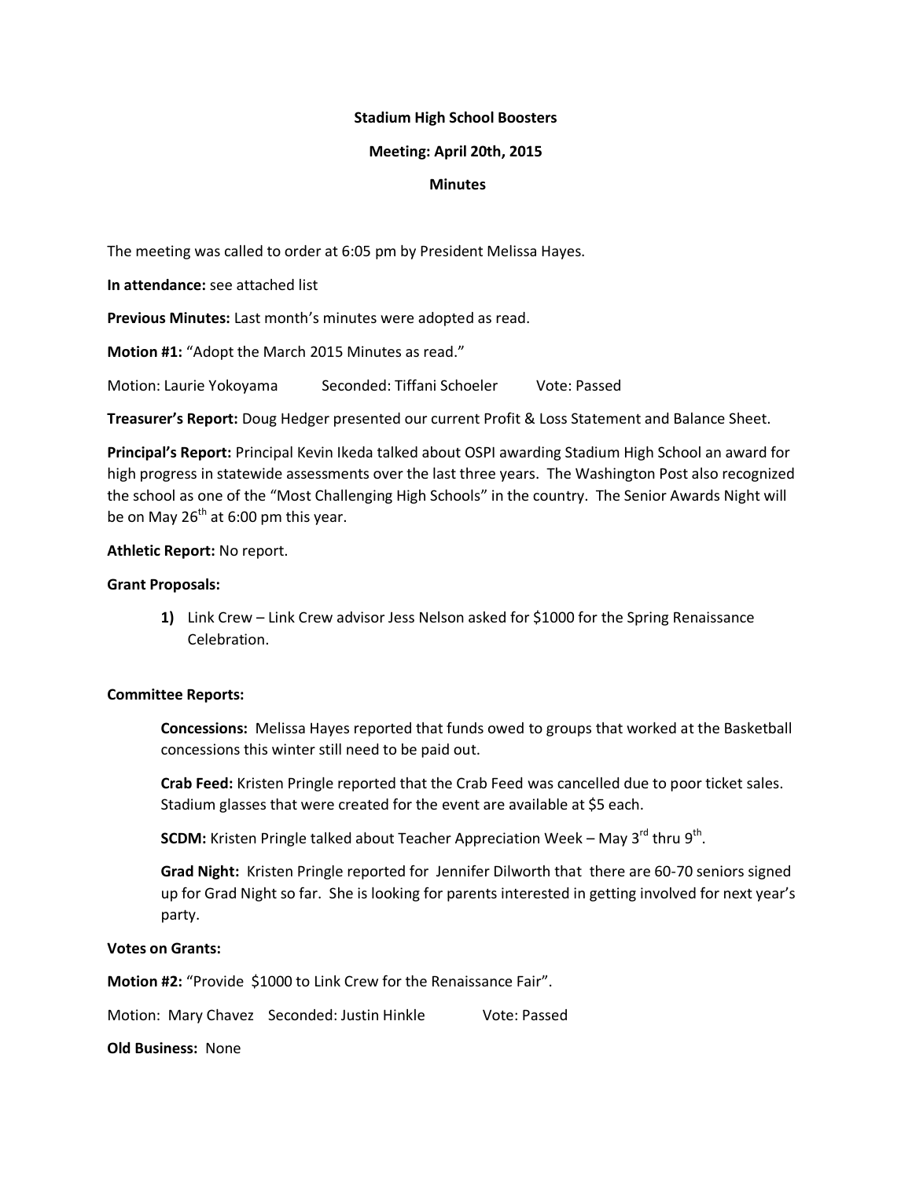**Stadium High School Boosters**

**Meeting: April 20th, 2015**

**Minutes**

The meeting was called to order at 6:05 pm by President Melissa Hayes.

**In attendance:** see attached list

**Previous Minutes:** Last month's minutes were adopted as read.

**Motion #1:** "Adopt the March 2015 Minutes as read."

Motion: Laurie Yokoyama Seconded: Tiffani Schoeler Vote: Passed

**Treasurer's Report:** Doug Hedger presented our current Profit & Loss Statement and Balance Sheet.

**Principal's Report:** Principal Kevin Ikeda talked about OSPI awarding Stadium High School an award for high progress in statewide assessments over the last three years. The Washington Post also recognized the school as one of the "Most Challenging High Schools" in the country. The Senior Awards Night will be on May 26th at 6:00 pm this year.

**Athletic Report:** No report.

**Grant Proposals:**

1) Link Crew – Link Crew advisor Jess Nelson asked for $1000 for the Spring Renaissance Celebration.

**Committee Reports:**

**Concessions:** Melissa Hayes reported that funds owed to groups that worked at the Basketball concessions this winter still need to be paid out.

**Crab Feed:** Kristen Pringle reported that the Crab Feed was cancelled due to poor ticket sales. Stadium glasses that were created for the event are available at $5 each.

**SCDM:** Kristen Pringle talked about Teacher Appreciation Week – May 3rd thru 9th.

**Grad Night:** Kristen Pringle reported for Jennifer Dilworth that there are 60-70 seniors signed up for Grad Night so far. She is looking for parents interested in getting involved for next year's party.

**Votes on Grants:**

**Motion #2:** "Provide $1000 to Link Crew for the Renaissance Fair".

Motion: Mary Chavez Seconded: Justin Hinkle Vote: Passed

**Old Business:** None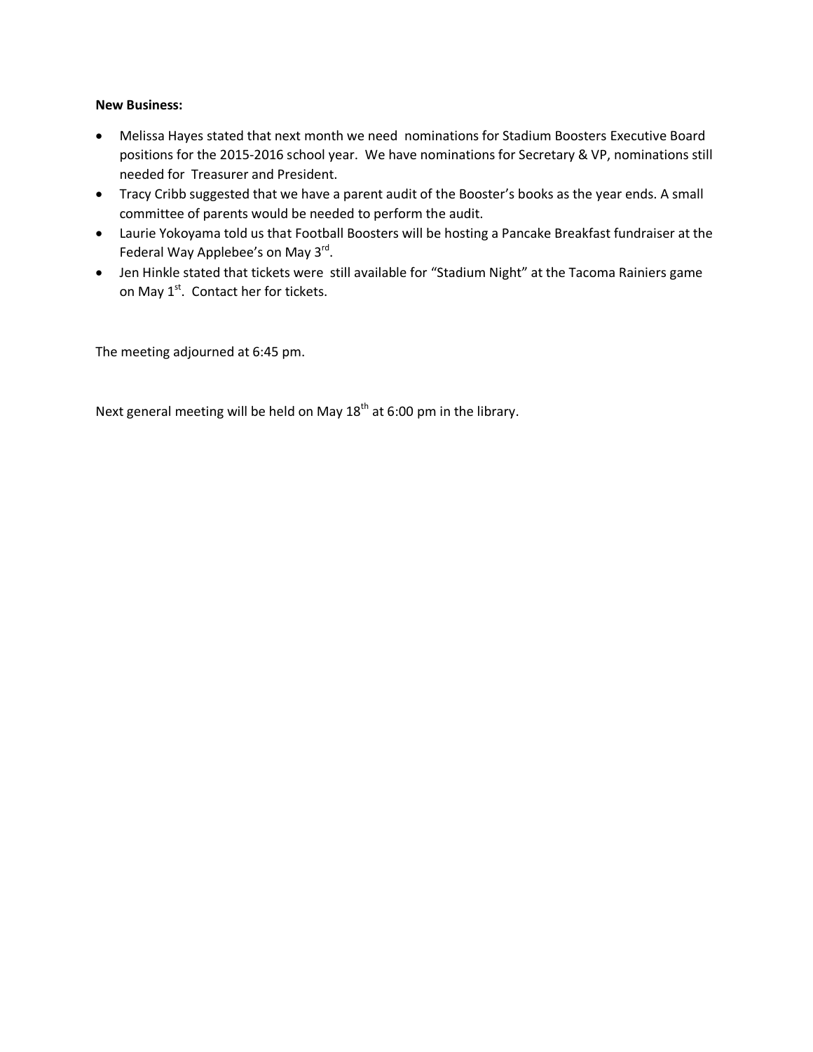**New Business:**

- Melissa Hayes stated that next month we need nominations for Stadium Boosters Executive Board positions for the 2015-2016 school year. We have nominations for Secretary & VP, nominations still needed for Treasurer and President.
- Tracy Cribb suggested that we have a parent audit of the Booster's books as the year ends. A small committee of parents would be needed to perform the audit.
- Laurie Yokoyama told us that Football Boosters will be hosting a Pancake Breakfast fundraiser at the Federal Way Applebee's on May 3rd.
- Jen Hinkle stated that tickets were still available for "Stadium Night" at the Tacoma Rainiers game on May 1st. Contact her for tickets.

The meeting adjourned at 6:45 pm.

Next general meeting will be held on May 18th at 6:00 pm in the library.